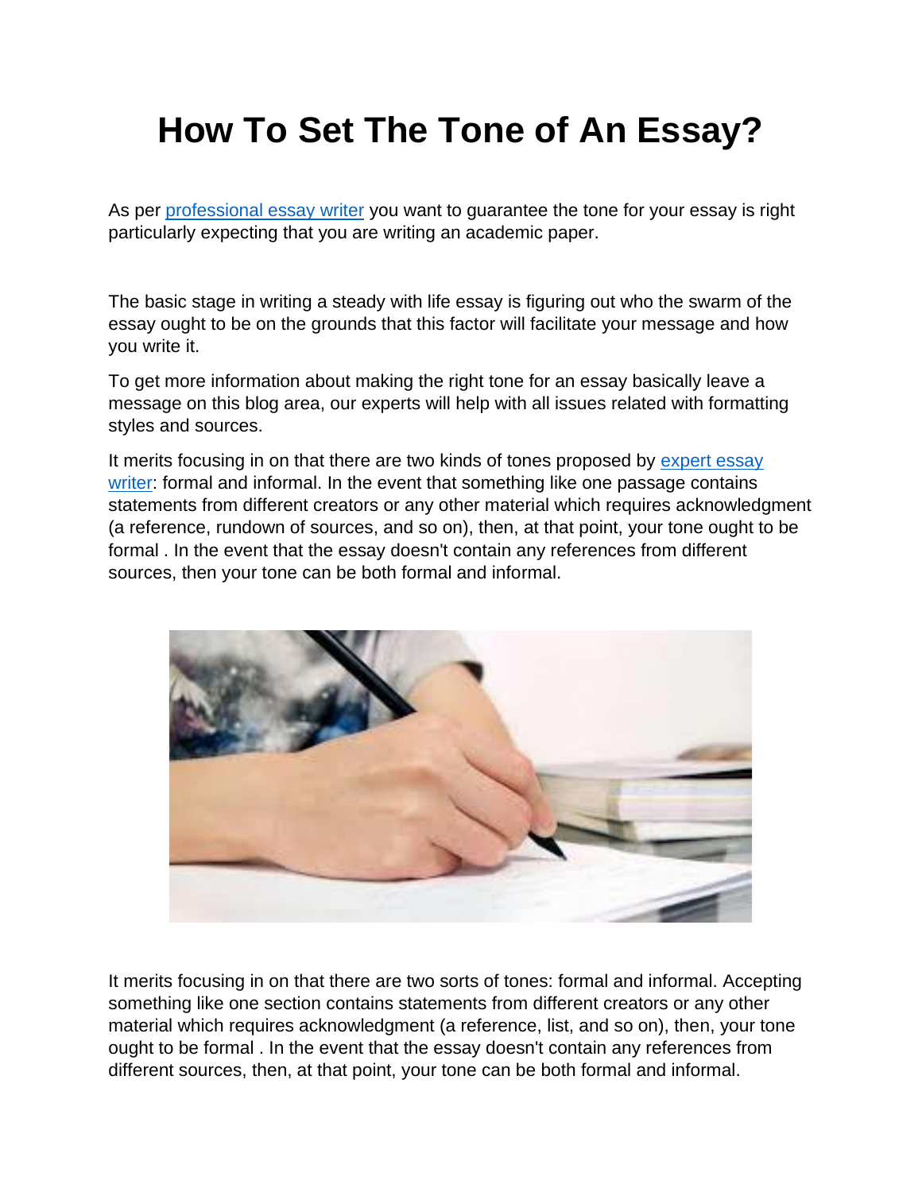# How To Set The Tone of An Essay?

As per [professional essay writer](#) you want to guarantee the tone for your essay is right particularly expecting that you are writing an academic paper.

The basic stage in writing a steady with life essay is figuring out who the swarm of the essay ought to be on the grounds that this factor will facilitate your message and how you write it.

To get more information about making the right tone for an essay basically leave a message on this blog area, our experts will help with all issues related with formatting styles and sources.

It merits focusing in on that there are two kinds of tones proposed by [expert essay writer](#): formal and informal. In the event that something like one passage contains statements from different creators or any other material which requires acknowledgment (a reference, rundown of sources, and so on), then, at that point, your tone ought to be formal . In the event that the essay doesn't contain any references from different sources, then your tone can be both formal and informal.

It merits focusing in on that there are two sorts of tones: formal and informal. Accepting something like one section contains statements from different creators or any other material which requires acknowledgment (a reference, list, and so on), then, your tone ought to be formal . In the event that the essay doesn't contain any references from different sources, then, at that point, your tone can be both formal and informal.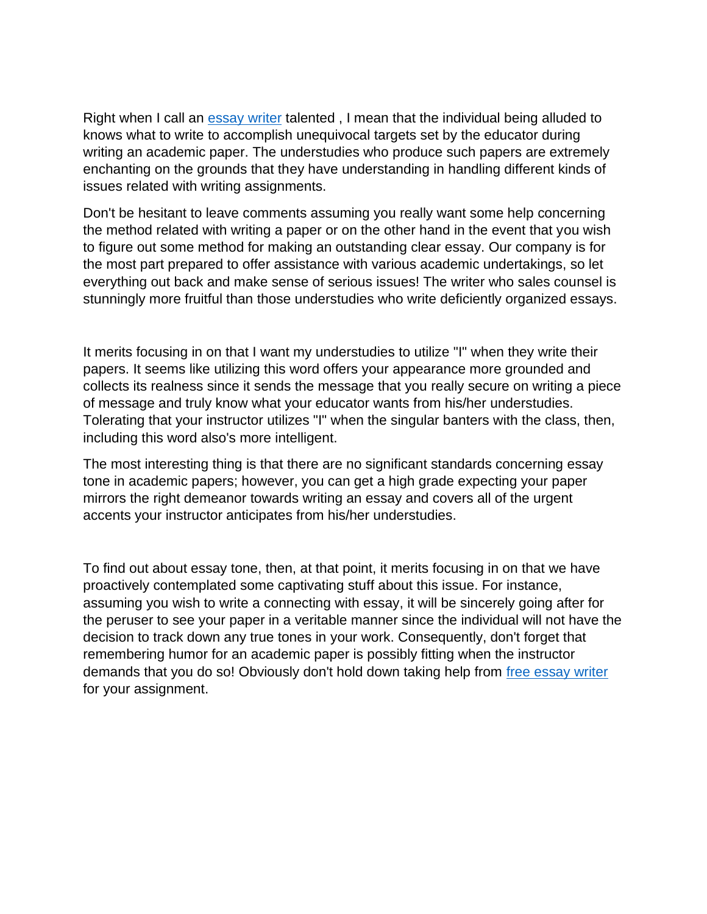Right when I call an essay writer talented , I mean that the individual being alluded to knows what to write to accomplish unequivocal targets set by the educator during writing an academic paper. The understudies who produce such papers are extremely enchanting on the grounds that they have understanding in handling different kinds of issues related with writing assignments.

Don't be hesitant to leave comments assuming you really want some help concerning the method related with writing a paper or on the other hand in the event that you wish to figure out some method for making an outstanding clear essay. Our company is for the most part prepared to offer assistance with various academic undertakings, so let everything out back and make sense of serious issues! The writer who sales counsel is stunningly more fruitful than those understudies who write deficiently organized essays.

It merits focusing in on that I want my understudies to utilize "I" when they write their papers. It seems like utilizing this word offers your appearance more grounded and collects its realness since it sends the message that you really secure on writing a piece of message and truly know what your educator wants from his/her understudies. Tolerating that your instructor utilizes "I" when the singular banters with the class, then, including this word also's more intelligent.

The most interesting thing is that there are no significant standards concerning essay tone in academic papers; however, you can get a high grade expecting your paper mirrors the right demeanor towards writing an essay and covers all of the urgent accents your instructor anticipates from his/her understudies.

To find out about essay tone, then, at that point, it merits focusing in on that we have proactively contemplated some captivating stuff about this issue. For instance, assuming you wish to write a connecting with essay, it will be sincerely going after for the peruser to see your paper in a veritable manner since the individual will not have the decision to track down any true tones in your work. Consequently, don't forget that remembering humor for an academic paper is possibly fitting when the instructor demands that you do so! Obviously don't hold down taking help from free essay writer for your assignment.